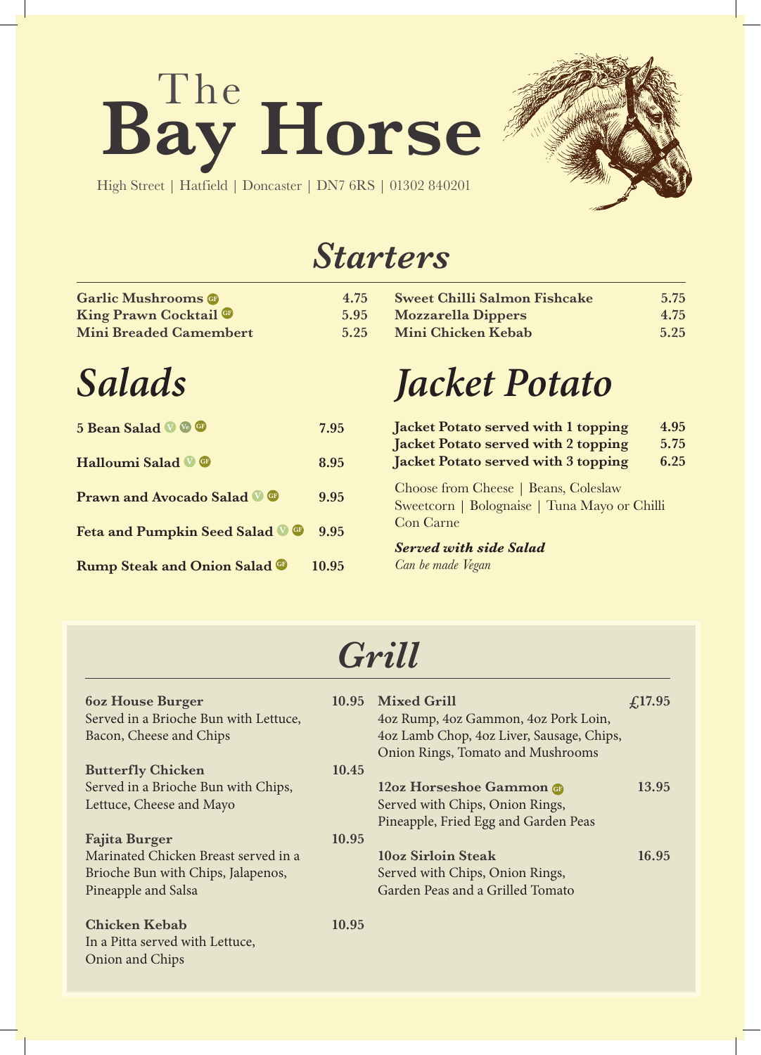# The Bay Horse

High Street | Hatfield | Doncaster | DN7 6RS | 01302 840201

## Starters

| | |
|---|---|
| **Garlic Mushrooms** GF | **4.75** |
| **King Prawn Cocktail** GF | **5.95** |
| **Mini Breaded Camembert** | **5.25** |
| **Sweet Chilli Salmon Fishcake** | **5.75** |
| **Mozzarella Dippers** | **4.75** |
| **Mini Chicken Kebab** | **5.25** |

## Salads

| | |
|---|---|
| **5 Bean Salad** V Ve GF | **7.95** |
| **Halloumi Salad** V GF | **8.95** |
| **Prawn and Avocado Salad** V GF | **9.95** |
| **Feta and Pumpkin Seed Salad** V GF | **9.95** |
| **Rump Steak and Onion Salad** GF | **10.95** |

## Jacket Potato

| | |
|---|---|
| **Jacket Potato served with 1 topping** | **4.95** |
| **Jacket Potato served with 2 topping** | **5.75** |
| **Jacket Potato served with 3 topping** | **6.25** |

Choose from Cheese | Beans, Coleslaw Sweetcorn | Bolognaise | Tuna Mayo or Chilli Con Carne

***Served with side Salad***

*Can be made Vegan*

## Grill

**6oz House Burger** **10.95**
Served in a Brioche Bun with Lettuce, Bacon, Cheese and Chips

**Butterfly Chicken** **10.45**
Served in a Brioche Bun with Chips, Lettuce, Cheese and Mayo

**Fajita Burger** **10.95**
Marinated Chicken Breast served in a Brioche Bun with Chips, Jalapenos, Pineapple and Salsa

**Chicken Kebab** **10.95**
In a Pitta served with Lettuce, Onion and Chips

**Mixed Grill** **£17.95**
4oz Rump, 4oz Gammon, 4oz Pork Loin, 4oz Lamb Chop, 4oz Liver, Sausage, Chips, Onion Rings, Tomato and Mushrooms

**12oz Horseshoe Gammon** GF **13.95**
Served with Chips, Onion Rings, Pineapple, Fried Egg and Garden Peas

**10oz Sirloin Steak** **16.95**
Served with Chips, Onion Rings, Garden Peas and a Grilled Tomato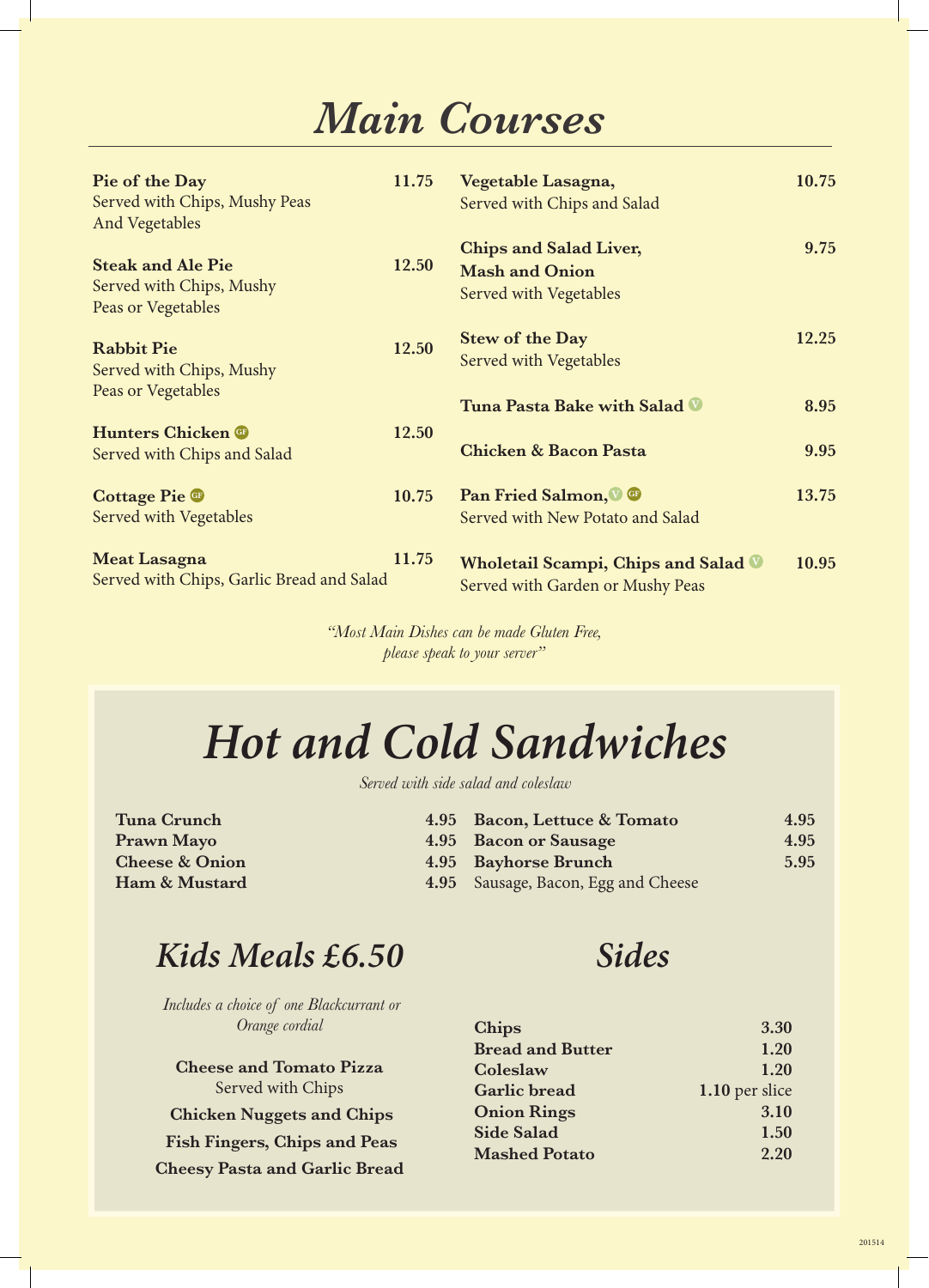# Main Courses

**Pie of the Day** — 11.75
Served with Chips, Mushy Peas And Vegetables

**Steak and Ale Pie** — 12.50
Served with Chips, Mushy Peas or Vegetables

**Rabbit Pie** — 12.50
Served with Chips, Mushy Peas or Vegetables

**Hunters Chicken** GF — 12.50
Served with Chips and Salad

**Cottage Pie** GF — 10.75
Served with Vegetables

**Meat Lasagna** — 11.75
Served with Chips, Garlic Bread and Salad

**Vegetable Lasagna,** — 10.75
Served with Chips and Salad

**Chips and Salad Liver, Mash and Onion** — 9.75
Served with Vegetables

**Stew of the Day** — 12.25
Served with Vegetables

**Tuna Pasta Bake with Salad** V — 8.95

**Chicken & Bacon Pasta** — 9.95

**Pan Fried Salmon,** V GF — 13.75
Served with New Potato and Salad

**Wholetail Scampi, Chips and Salad** V — 10.95
Served with Garden or Mushy Peas

*"Most Main Dishes can be made Gluten Free, please speak to your server"*

# Hot and Cold Sandwiches

*Served with side salad and coleslaw*

| | |
|---|---|
| **Tuna Crunch** | 4.95 |
| **Prawn Mayo** | 4.95 |
| **Cheese & Onion** | 4.95 |
| **Ham & Mustard** | 4.95 |
| **Bacon, Lettuce & Tomato** | 4.95 |
| **Bacon or Sausage** | 4.95 |
| **Bayhorse Brunch** | 5.95 |

Sausage, Bacon, Egg and Cheese

## Kids Meals £6.50

*Includes a choice of one Blackcurrant or Orange cordial*

**Cheese and Tomato Pizza**
Served with Chips

**Chicken Nuggets and Chips**

**Fish Fingers, Chips and Peas**

**Cheesy Pasta and Garlic Bread**

## Sides

| | |
|---|---|
| **Chips** | 3.30 |
| **Bread and Butter** | 1.20 |
| **Coleslaw** | 1.20 |
| **Garlic bread** | **1.10** per slice |
| **Onion Rings** | 3.10 |
| **Side Salad** | 1.50 |
| **Mashed Potato** | 2.20 |

201514